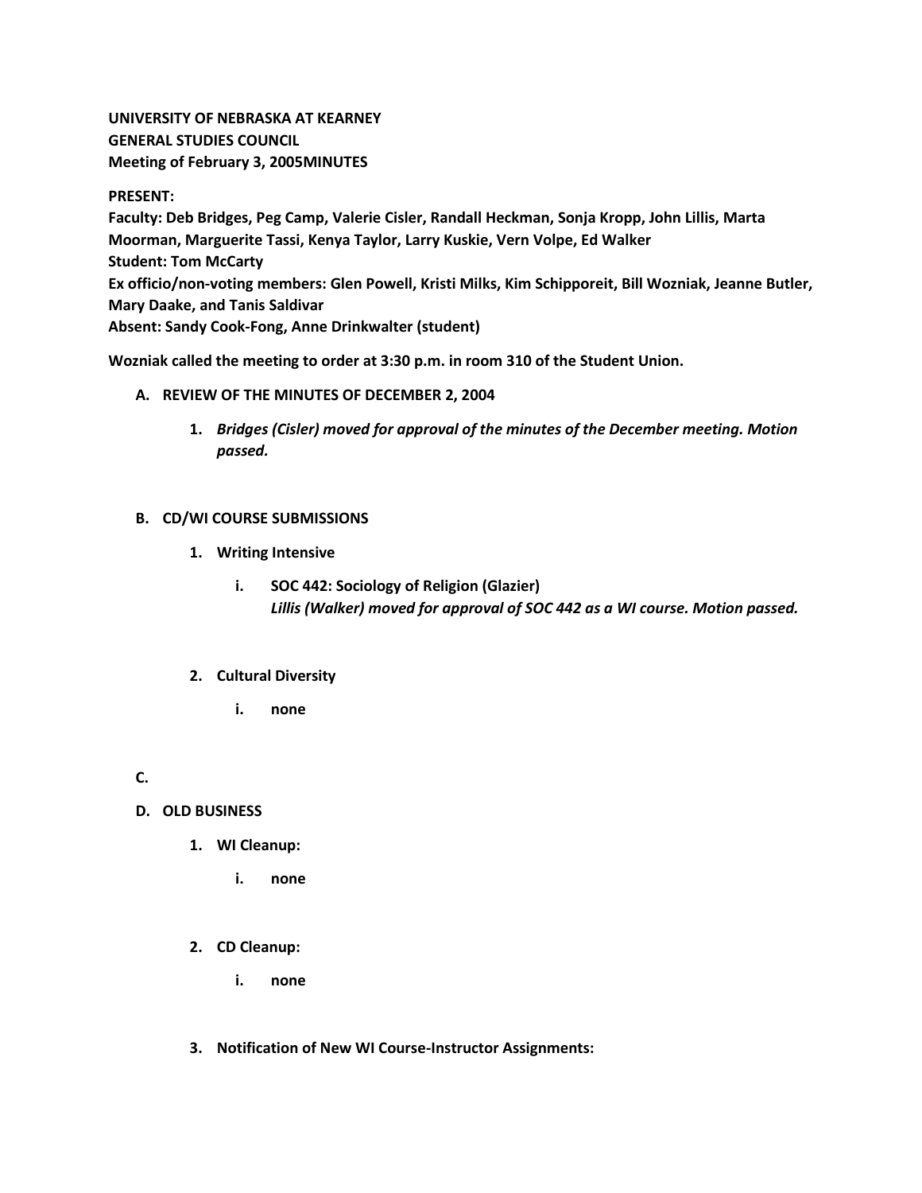**UNIVERSITY OF NEBRASKA AT KEARNEY**
**GENERAL STUDIES COUNCIL**
**Meeting of February 3, 2005MINUTES**

**PRESENT:**
**Faculty: Deb Bridges, Peg Camp, Valerie Cisler, Randall Heckman, Sonja Kropp, John Lillis, Marta Moorman, Marguerite Tassi, Kenya Taylor, Larry Kuskie, Vern Volpe, Ed Walker**
**Student: Tom McCarty**
**Ex officio/non-voting members: Glen Powell, Kristi Milks, Kim Schipporeit, Bill Wozniak, Jeanne Butler, Mary Daake, and Tanis Saldivar**
**Absent: Sandy Cook-Fong, Anne Drinkwalter (student)**

**Wozniak called the meeting to order at 3:30 p.m. in room 310 of the Student Union.**

A. **REVIEW OF THE MINUTES OF DECEMBER 2, 2004**

   1. ***Bridges (Cisler) moved for approval of the minutes of the December meeting. Motion passed.***

B. **CD/WI COURSE SUBMISSIONS**

   1. **Writing Intensive**

      i. **SOC 442: Sociology of Religion (Glazier)**
      ***Lillis (Walker) moved for approval of SOC 442 as a WI course. Motion passed.***

   2. **Cultural Diversity**

      i. **none**

C.

D. **OLD BUSINESS**

   1. **WI Cleanup:**

      i. **none**

   2. **CD Cleanup:**

      i. **none**

   3. **Notification of New WI Course-Instructor Assignments:**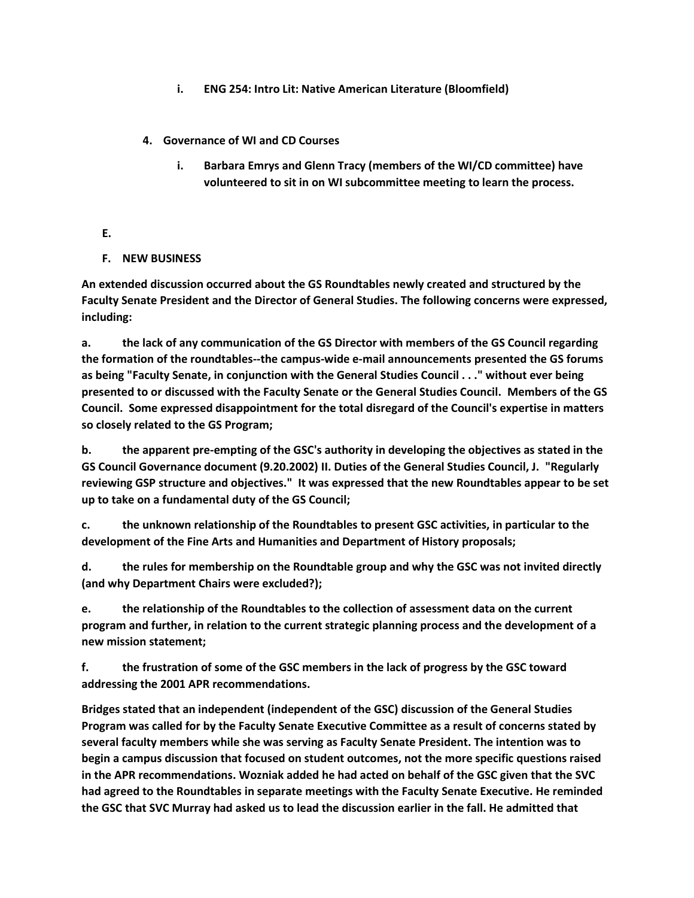i. **ENG 254: Intro Lit: Native American Literature (Bloomfield)**

4. **Governance of WI and CD Courses**

   i. **Barbara Emrys and Glenn Tracy (members of the WI/CD committee) have volunteered to sit in on WI subcommittee meeting to learn the process.**

**E.**

**F. NEW BUSINESS**

**An extended discussion occurred about the GS Roundtables newly created and structured by the Faculty Senate President and the Director of General Studies. The following concerns were expressed, including:**

**a. the lack of any communication of the GS Director with members of the GS Council regarding the formation of the roundtables--the campus-wide e-mail announcements presented the GS forums as being "Faculty Senate, in conjunction with the General Studies Council . . ." without ever being presented to or discussed with the Faculty Senate or the General Studies Council. Members of the GS Council. Some expressed disappointment for the total disregard of the Council's expertise in matters so closely related to the GS Program;**

**b. the apparent pre-empting of the GSC's authority in developing the objectives as stated in the GS Council Governance document (9.20.2002) II. Duties of the General Studies Council, J. "Regularly reviewing GSP structure and objectives." It was expressed that the new Roundtables appear to be set up to take on a fundamental duty of the GS Council;**

**c. the unknown relationship of the Roundtables to present GSC activities, in particular to the development of the Fine Arts and Humanities and Department of History proposals;**

**d. the rules for membership on the Roundtable group and why the GSC was not invited directly (and why Department Chairs were excluded?);**

**e. the relationship of the Roundtables to the collection of assessment data on the current program and further, in relation to the current strategic planning process and the development of a new mission statement;**

**f. the frustration of some of the GSC members in the lack of progress by the GSC toward addressing the 2001 APR recommendations.**

**Bridges stated that an independent (independent of the GSC) discussion of the General Studies Program was called for by the Faculty Senate Executive Committee as a result of concerns stated by several faculty members while she was serving as Faculty Senate President. The intention was to begin a campus discussion that focused on student outcomes, not the more specific questions raised in the APR recommendations. Wozniak added he had acted on behalf of the GSC given that the SVC had agreed to the Roundtables in separate meetings with the Faculty Senate Executive. He reminded the GSC that SVC Murray had asked us to lead the discussion earlier in the fall. He admitted that**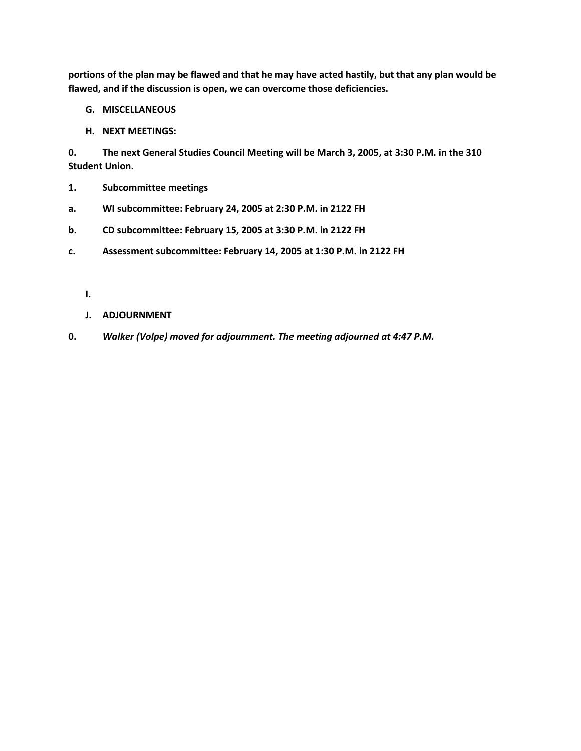**portions of the plan may be flawed and that he may have acted hastily, but that any plan would be flawed, and if the discussion is open, we can overcome those deficiencies.**

**G. MISCELLANEOUS**

**H. NEXT MEETINGS:**

**0. The next General Studies Council Meeting will be March 3, 2005, at 3:30 P.M. in the 310 Student Union.**

**1. Subcommittee meetings**

**a. WI subcommittee: February 24, 2005 at 2:30 P.M. in 2122 FH**

**b. CD subcommittee: February 15, 2005 at 3:30 P.M. in 2122 FH**

**c. Assessment subcommittee: February 14, 2005 at 1:30 P.M. in 2122 FH**

**I.**

**J. ADJOURNMENT**

**0.** ***Walker (Volpe) moved for adjournment. The meeting adjourned at 4:47 P.M.***